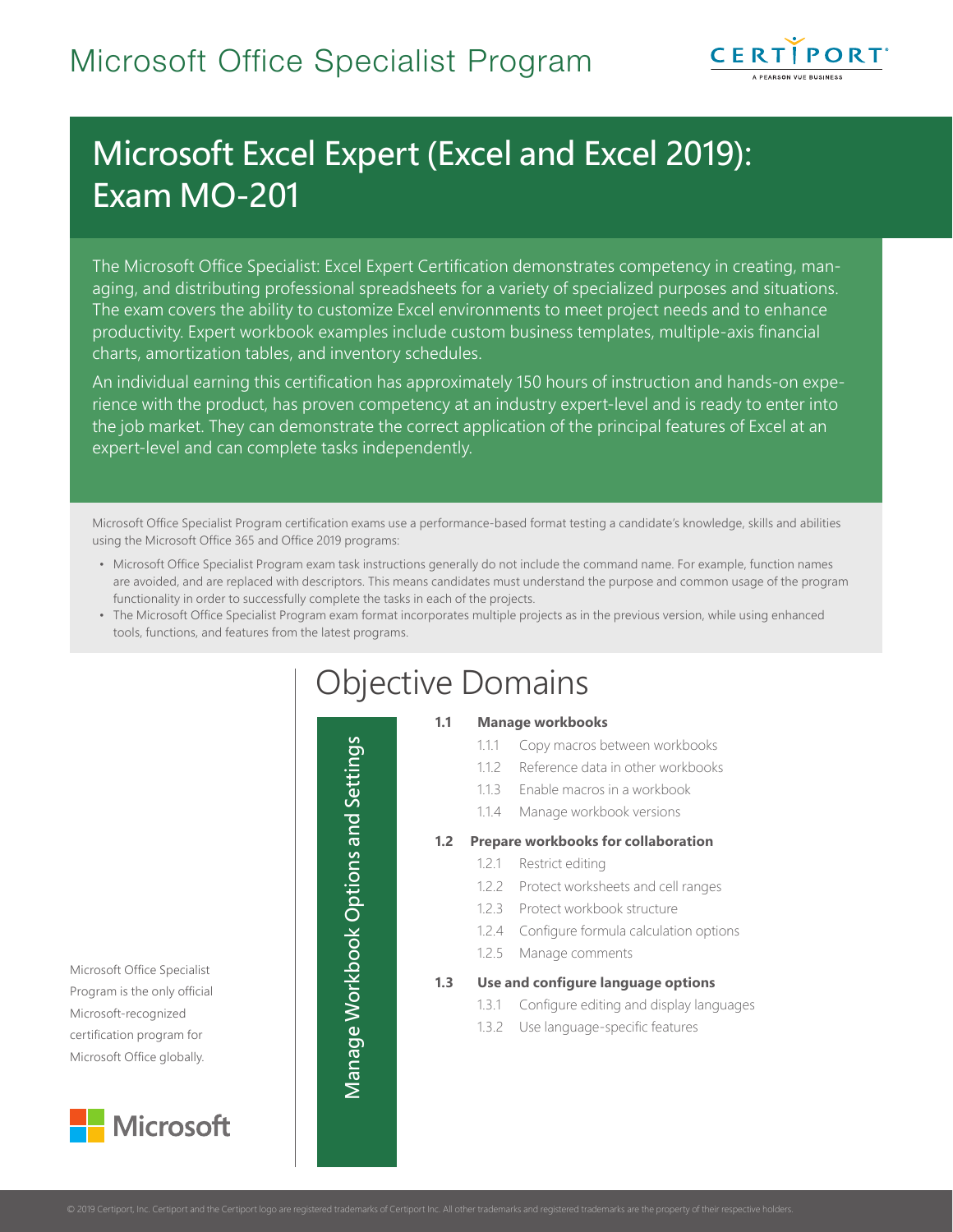# Microsoft Office Specialist Program

## Microsoft Excel Expert (Excel and Excel 2019): Exam MO-201

The Microsoft Office Specialist: Excel Expert Certification demonstrates competency in creating, managing, and distributing professional spreadsheets for a variety of specialized purposes and situations. The exam covers the ability to customize Excel environments to meet project needs and to enhance productivity. Expert workbook examples include custom business templates, multiple-axis financial charts, amortization tables, and inventory schedules.

An individual earning this certification has approximately 150 hours of instruction and hands-on experience with the product, has proven competency at an industry expert-level and is ready to enter into the job market. They can demonstrate the correct application of the principal features of Excel at an expert-level and can complete tasks independently.

Microsoft Office Specialist Program certification exams use a performance-based format testing a candidate's knowledge, skills and abilities using the Microsoft Office 365 and Office 2019 programs:

- Microsoft Office Specialist Program exam task instructions generally do not include the command name. For example, function names are avoided, and are replaced with descriptors. This means candidates must understand the purpose and common usage of the program functionality in order to successfully complete the tasks in each of the projects.
- The Microsoft Office Specialist Program exam format incorporates multiple projects as in the previous version, while using enhanced tools, functions, and features from the latest programs.

Microsoft Office Specialist Program is the only official Microsoft-recognized certification program for Microsoft Office globally.

## Objective Domains

### Manage Workbook Options and Settings

**1.1 Manage workbooks**
- 1.1.1 Copy macros between workbooks
- 1.1.2 Reference data in other workbooks
- 1.1.3 Enable macros in a workbook
- 1.1.4 Manage workbook versions

**1.2 Prepare workbooks for collaboration**
- 1.2.1 Restrict editing
- 1.2.2 Protect worksheets and cell ranges
- 1.2.3 Protect workbook structure
- 1.2.4 Configure formula calculation options
- 1.2.5 Manage comments

**1.3 Use and configure language options**
- 1.3.1 Configure editing and display languages
- 1.3.2 Use language-specific features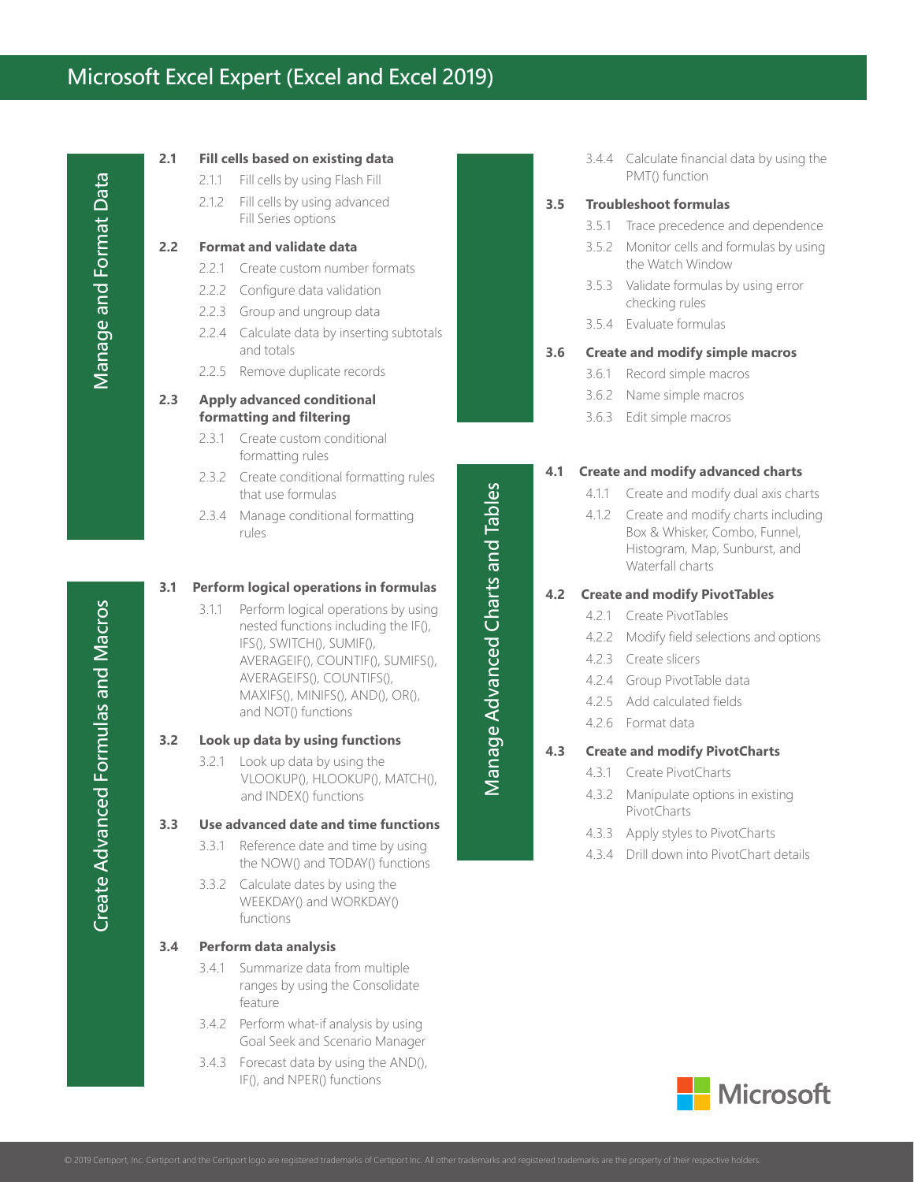# Microsoft Excel Expert (Excel and Excel 2019)

## Manage and Format Data

**2.1 Fill cells based on existing data**

- 2.1.1 Fill cells by using Flash Fill
- 2.1.2 Fill cells by using advanced Fill Series options

**2.2 Format and validate data**

- 2.2.1 Create custom number formats
- 2.2.2 Configure data validation
- 2.2.3 Group and ungroup data
- 2.2.4 Calculate data by inserting subtotals and totals
- 2.2.5 Remove duplicate records

**2.3 Apply advanced conditional formatting and filtering**

- 2.3.1 Create custom conditional formatting rules
- 2.3.2 Create conditional formatting rules that use formulas
- 2.3.4 Manage conditional formatting rules

## Create Advanced Formulas and Macros

**3.1 Perform logical operations in formulas**

- 3.1.1 Perform logical operations by using nested functions including the IF(), IFS(), SWITCH(), SUMIF(), AVERAGEIF(), COUNTIF(), SUMIFS(), AVERAGEIFS(), COUNTIFS(), MAXIFS(), MINIFS(), AND(), OR(), and NOT() functions

**3.2 Look up data by using functions**

- 3.2.1 Look up data by using the VLOOKUP(), HLOOKUP(), MATCH(), and INDEX() functions

**3.3 Use advanced date and time functions**

- 3.3.1 Reference date and time by using the NOW() and TODAY() functions
- 3.3.2 Calculate dates by using the WEEKDAY() and WORKDAY() functions

**3.4 Perform data analysis**

- 3.4.1 Summarize data from multiple ranges by using the Consolidate feature
- 3.4.2 Perform what-if analysis by using Goal Seek and Scenario Manager
- 3.4.3 Forecast data by using the AND(), IF(), and NPER() functions
- 3.4.4 Calculate financial data by using the PMT() function

**3.5 Troubleshoot formulas**

- 3.5.1 Trace precedence and dependence
- 3.5.2 Monitor cells and formulas by using the Watch Window
- 3.5.3 Validate formulas by using error checking rules
- 3.5.4 Evaluate formulas

**3.6 Create and modify simple macros**

- 3.6.1 Record simple macros
- 3.6.2 Name simple macros
- 3.6.3 Edit simple macros

## Manage Advanced Charts and Tables

**4.1 Create and modify advanced charts**

- 4.1.1 Create and modify dual axis charts
- 4.1.2 Create and modify charts including Box & Whisker, Combo, Funnel, Histogram, Map, Sunburst, and Waterfall charts

**4.2 Create and modify PivotTables**

- 4.2.1 Create PivotTables
- 4.2.2 Modify field selections and options
- 4.2.3 Create slicers
- 4.2.4 Group PivotTable data
- 4.2.5 Add calculated fields
- 4.2.6 Format data

**4.3 Create and modify PivotCharts**

- 4.3.1 Create PivotCharts
- 4.3.2 Manipulate options in existing PivotCharts
- 4.3.3 Apply styles to PivotCharts
- 4.3.4 Drill down into PivotChart details

Microsoft

© 2019 Certiport, Inc. Certiport and the Certiport logo are registered trademarks of Certiport Inc. All other trademarks and registered trademarks are the property of their respective holders.